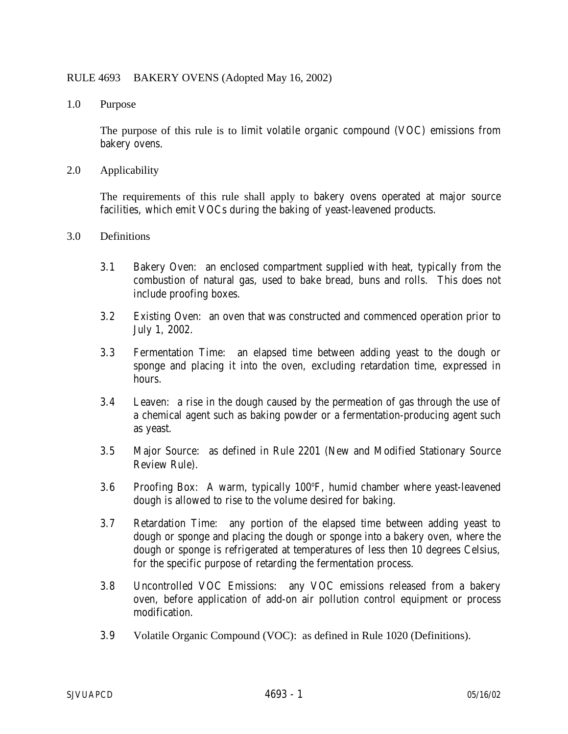# RULE 4693 BAKERY OVENS (Adopted May 16, 2002)

## 1.0 Purpose

The purpose of this rule is to limit volatile organic compound (VOC) emissions from bakery ovens.

## 2.0 Applicability

The requirements of this rule shall apply to bakery ovens operated at major source facilities, which emit VOCs during the baking of yeast-leavened products.

## 3.0 Definitions

3.1 Bakery Oven: an enclosed compartment supplied with heat, typically from the combustion of natural gas, used to bake bread, buns and rolls. This does not include proofing boxes.

3.2 Existing Oven: an oven that was constructed and commenced operation prior to July 1, 2002.

3.3 Fermentation Time: an elapsed time between adding yeast to the dough or sponge and placing it into the oven, excluding retardation time, expressed in hours.

3.4 Leaven: a rise in the dough caused by the permeation of gas through the use of a chemical agent such as baking powder or a fermentation-producing agent such as yeast.

3.5 Major Source: as defined in Rule 2201 (New and Modified Stationary Source Review Rule).

3.6 Proofing Box: A warm, typically 100°F, humid chamber where yeast-leavened dough is allowed to rise to the volume desired for baking.

3.7 Retardation Time: any portion of the elapsed time between adding yeast to dough or sponge and placing the dough or sponge into a bakery oven, where the dough or sponge is refrigerated at temperatures of less then 10 degrees Celsius, for the specific purpose of retarding the fermentation process.

3.8 Uncontrolled VOC Emissions: any VOC emissions released from a bakery oven, before application of add-on air pollution control equipment or process modification.

3.9 Volatile Organic Compound (VOC): as defined in Rule 1020 (Definitions).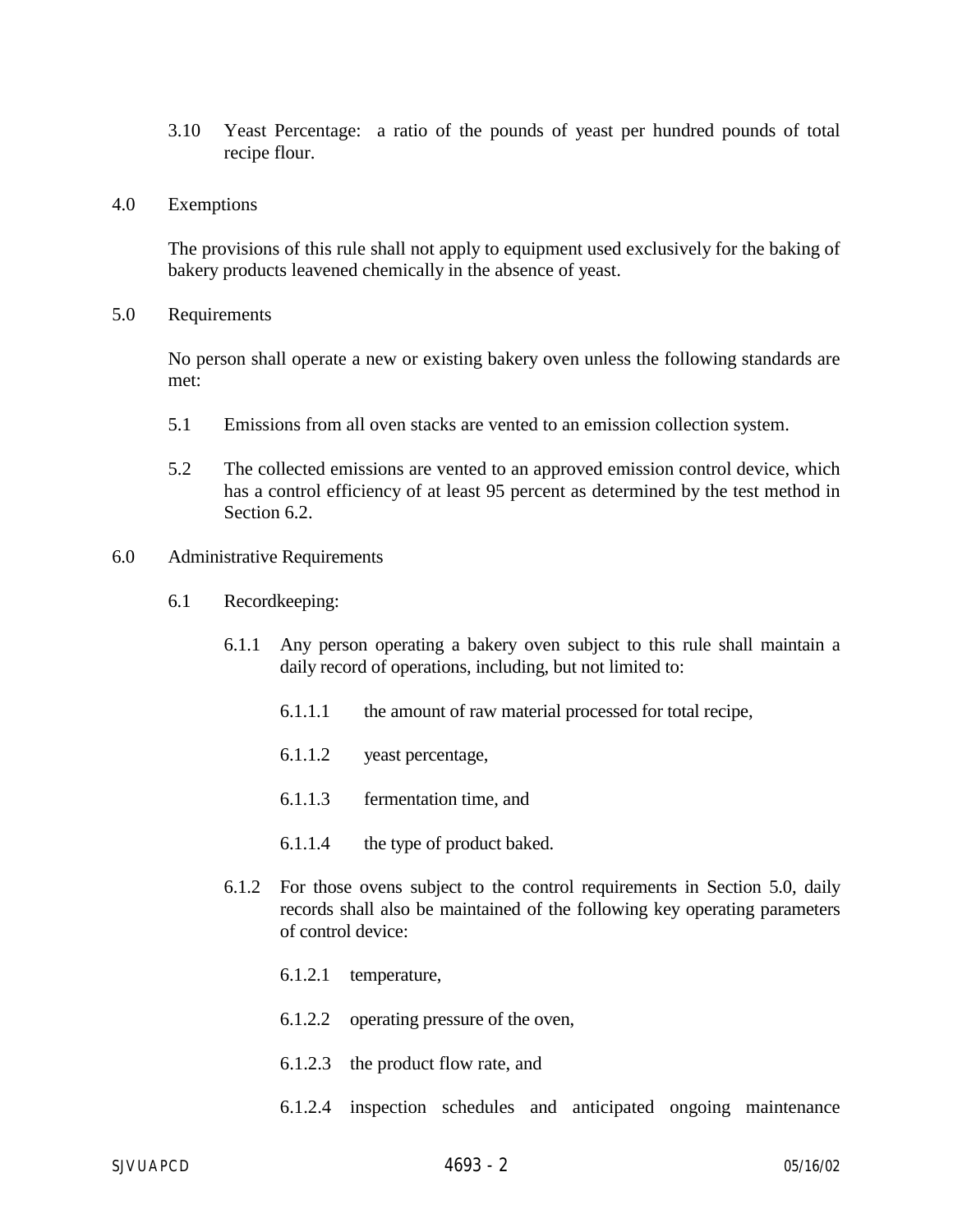3.10 Yeast Percentage: a ratio of the pounds of yeast per hundred pounds of total recipe flour.

## 4.0 Exemptions

The provisions of this rule shall not apply to equipment used exclusively for the baking of bakery products leavened chemically in the absence of yeast.

## 5.0 Requirements

No person shall operate a new or existing bakery oven unless the following standards are met:

5.1 Emissions from all oven stacks are vented to an emission collection system.

5.2 The collected emissions are vented to an approved emission control device, which has a control efficiency of at least 95 percent as determined by the test method in Section 6.2.

## 6.0 Administrative Requirements

6.1 Recordkeeping:

6.1.1 Any person operating a bakery oven subject to this rule shall maintain a daily record of operations, including, but not limited to:

6.1.1.1 the amount of raw material processed for total recipe,

6.1.1.2 yeast percentage,

6.1.1.3 fermentation time, and

6.1.1.4 the type of product baked.

6.1.2 For those ovens subject to the control requirements in Section 5.0, daily records shall also be maintained of the following key operating parameters of control device:

6.1.2.1 temperature,

6.1.2.2 operating pressure of the oven,

6.1.2.3 the product flow rate, and

6.1.2.4 inspection schedules and anticipated ongoing maintenance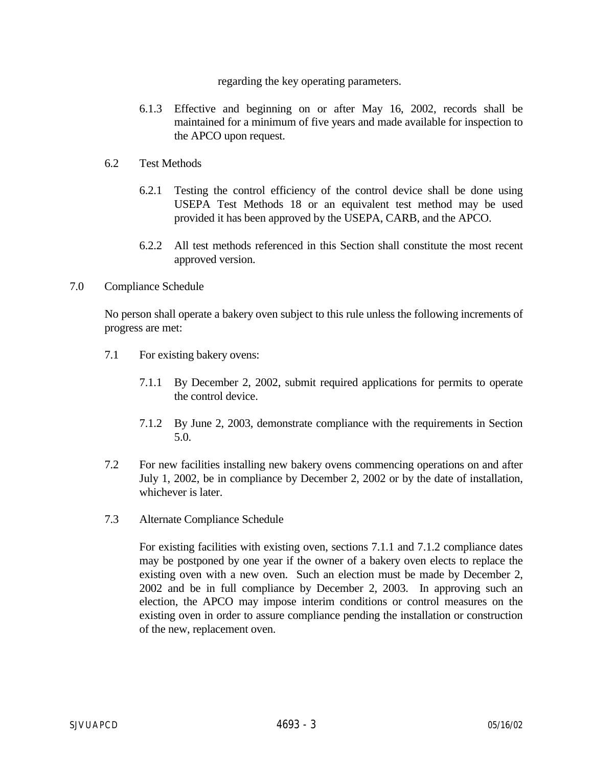regarding the key operating parameters.

6.1.3 Effective and beginning on or after May 16, 2002, records shall be maintained for a minimum of five years and made available for inspection to the APCO upon request.

6.2 Test Methods

6.2.1 Testing the control efficiency of the control device shall be done using USEPA Test Methods 18 or an equivalent test method may be used provided it has been approved by the USEPA, CARB, and the APCO.

6.2.2 All test methods referenced in this Section shall constitute the most recent approved version.

7.0 Compliance Schedule

No person shall operate a bakery oven subject to this rule unless the following increments of progress are met:

7.1 For existing bakery ovens:

7.1.1 By December 2, 2002, submit required applications for permits to operate the control device.

7.1.2 By June 2, 2003, demonstrate compliance with the requirements in Section 5.0.

7.2 For new facilities installing new bakery ovens commencing operations on and after July 1, 2002, be in compliance by December 2, 2002 or by the date of installation, whichever is later.

7.3 Alternate Compliance Schedule

For existing facilities with existing oven, sections 7.1.1 and 7.1.2 compliance dates may be postponed by one year if the owner of a bakery oven elects to replace the existing oven with a new oven. Such an election must be made by December 2, 2002 and be in full compliance by December 2, 2003. In approving such an election, the APCO may impose interim conditions or control measures on the existing oven in order to assure compliance pending the installation or construction of the new, replacement oven.